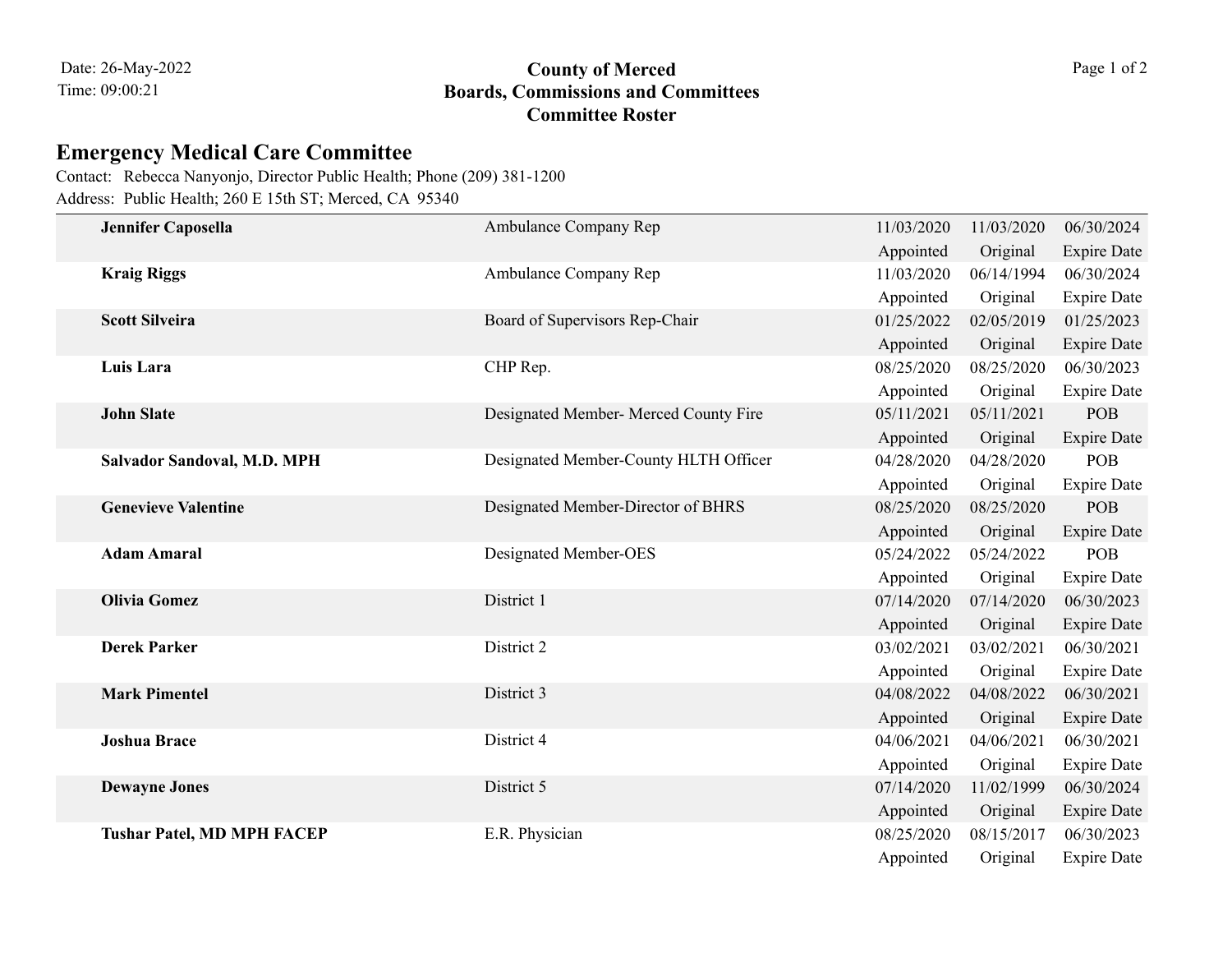Date: 26-May-2022
Time: 09:00:21

**County of Merced**
**Boards, Commissions and Committees**
**Committee Roster**

## Emergency Medical Care Committee

Contact: Rebecca Nanyonjo, Director Public Health; Phone (209) 381-1200
Address: Public Health; 260 E 15th ST; Merced, CA 95340

| Name | Position | Appointed | Original | Expire Date |
|---|---|---|---|---|
| **Jennifer Caposella** | Ambulance Company Rep | 11/03/2020 | 11/03/2020 | 06/30/2024 |
| **Kraig Riggs** | Ambulance Company Rep | 11/03/2020 | 06/14/1994 | 06/30/2024 |
| **Scott Silveira** | Board of Supervisors Rep-Chair | 01/25/2022 | 02/05/2019 | 01/25/2023 |
| **Luis Lara** | CHP Rep. | 08/25/2020 | 08/25/2020 | 06/30/2023 |
| **John Slate** | Designated Member- Merced County Fire | 05/11/2021 | 05/11/2021 | POB |
| **Salvador Sandoval, M.D. MPH** | Designated Member-County HLTH Officer | 04/28/2020 | 04/28/2020 | POB |
| **Genevieve Valentine** | Designated Member-Director of BHRS | 08/25/2020 | 08/25/2020 | POB |
| **Adam Amaral** | Designated Member-OES | 05/24/2022 | 05/24/2022 | POB |
| **Olivia Gomez** | District 1 | 07/14/2020 | 07/14/2020 | 06/30/2023 |
| **Derek Parker** | District 2 | 03/02/2021 | 03/02/2021 | 06/30/2021 |
| **Mark Pimentel** | District 3 | 04/08/2022 | 04/08/2022 | 06/30/2021 |
| **Joshua Brace** | District 4 | 04/06/2021 | 04/06/2021 | 06/30/2021 |
| **Dewayne Jones** | District 5 | 07/14/2020 | 11/02/1999 | 06/30/2024 |
| **Tushar Patel, MD MPH FACEP** | E.R. Physician | 08/25/2020 | 08/15/2017 | 06/30/2023 |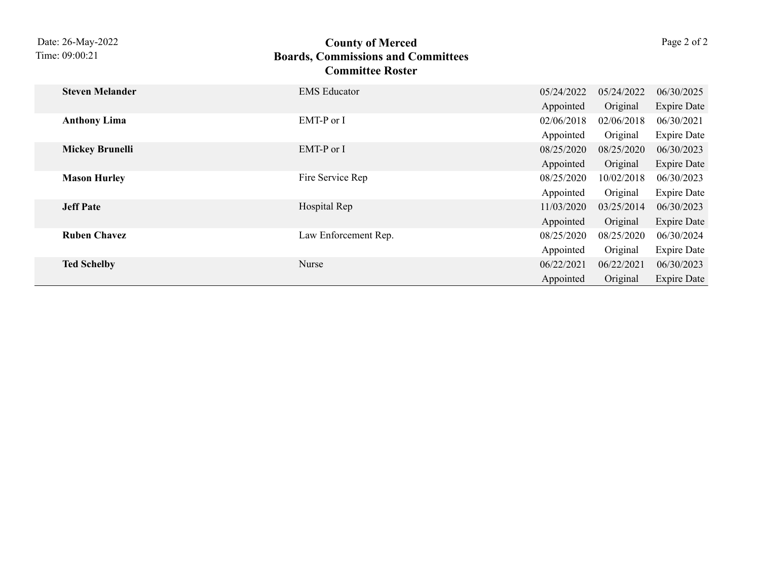# County of Merced
## Boards, Commissions and Committees
## Committee Roster

Date: 26-May-2022
Time: 09:00:21

| | | | | |
|---|---|---|---|---|
| **Steven Melander** | EMS Educator | 05/24/2022<br>Appointed | 05/24/2022<br>Original | 06/30/2025<br>Expire Date |
| **Anthony Lima** | EMT-P or I | 02/06/2018<br>Appointed | 02/06/2018<br>Original | 06/30/2021<br>Expire Date |
| **Mickey Brunelli** | EMT-P or I | 08/25/2020<br>Appointed | 08/25/2020<br>Original | 06/30/2023<br>Expire Date |
| **Mason Hurley** | Fire Service Rep | 08/25/2020<br>Appointed | 10/02/2018<br>Original | 06/30/2023<br>Expire Date |
| **Jeff Pate** | Hospital Rep | 11/03/2020<br>Appointed | 03/25/2014<br>Original | 06/30/2023<br>Expire Date |
| **Ruben Chavez** | Law Enforcement Rep. | 08/25/2020<br>Appointed | 08/25/2020<br>Original | 06/30/2024<br>Expire Date |
| **Ted Schelby** | Nurse | 06/22/2021<br>Appointed | 06/22/2021<br>Original | 06/30/2023<br>Expire Date |